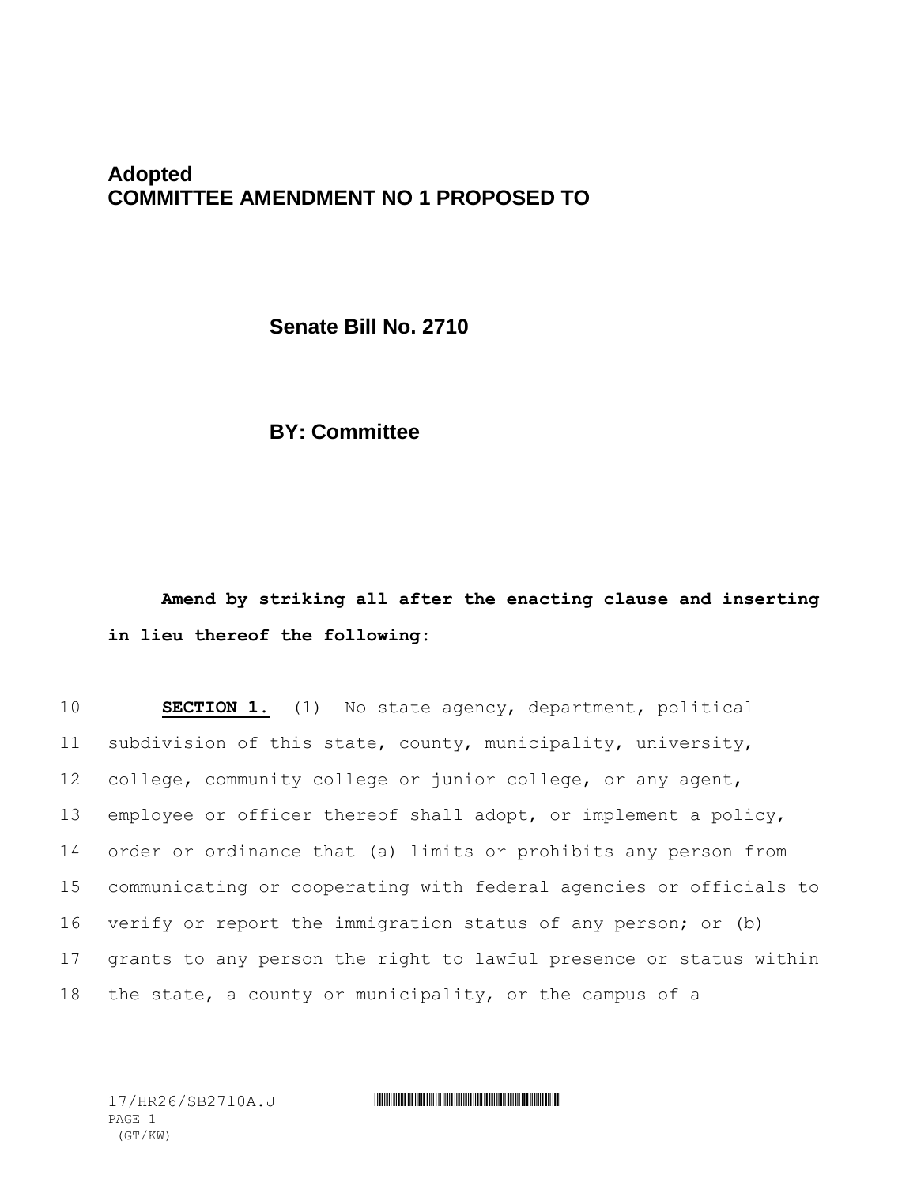**Adopted**
**COMMITTEE AMENDMENT NO 1 PROPOSED TO**

**Senate Bill No. 2710**

**BY: Committee**

**Amend by striking all after the enacting clause and inserting in lieu thereof the following:**

**SECTION 1.** (1) No state agency, department, political subdivision of this state, county, municipality, university, college, community college or junior college, or any agent, employee or officer thereof shall adopt, or implement a policy, order or ordinance that (a) limits or prohibits any person from communicating or cooperating with federal agencies or officials to verify or report the immigration status of any person; or (b) grants to any person the right to lawful presence or status within the state, a county or municipality, or the campus of a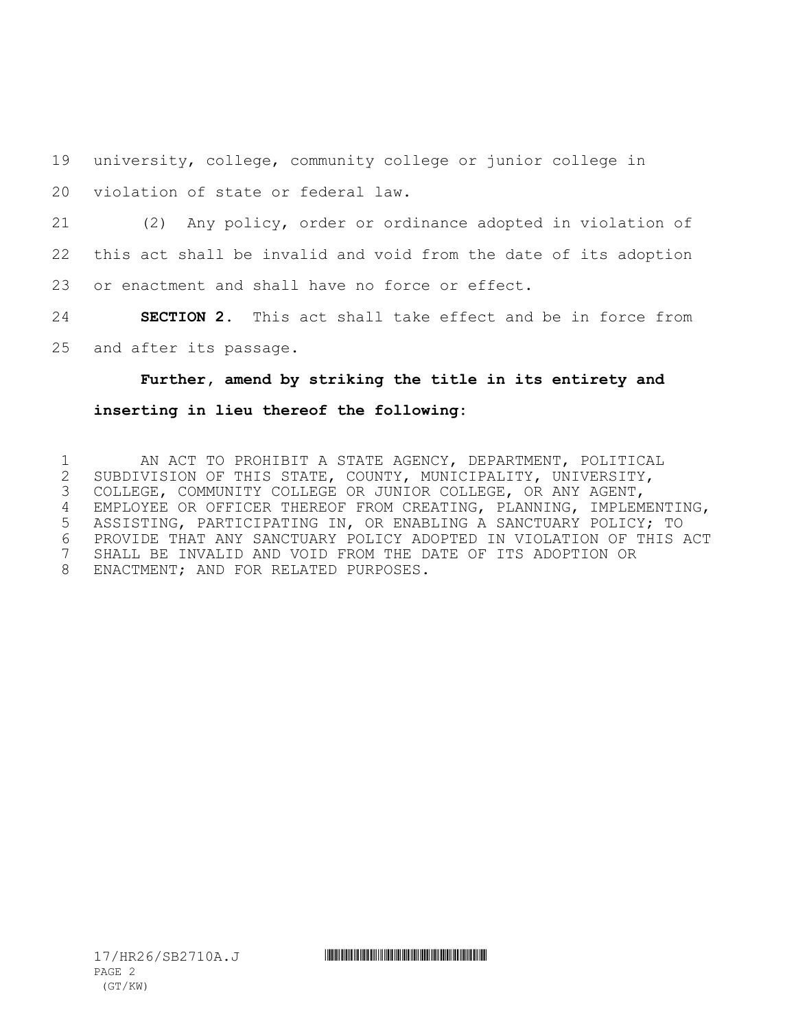19 university, college, community college or junior college in

20 violation of state or federal law.

21 (2) Any policy, order or ordinance adopted in violation of

22 this act shall be invalid and void from the date of its adoption

23 or enactment and shall have no force or effect.

24 **SECTION 2.** This act shall take effect and be in force from

25 and after its passage.

**Further, amend by striking the title in its entirety and inserting in lieu thereof the following:**

1 AN ACT TO PROHIBIT A STATE AGENCY, DEPARTMENT, POLITICAL
2 SUBDIVISION OF THIS STATE, COUNTY, MUNICIPALITY, UNIVERSITY,
3 COLLEGE, COMMUNITY COLLEGE OR JUNIOR COLLEGE, OR ANY AGENT,
4 EMPLOYEE OR OFFICER THEREOF FROM CREATING, PLANNING, IMPLEMENTING,
5 ASSISTING, PARTICIPATING IN, OR ENABLING A SANCTUARY POLICY; TO
6 PROVIDE THAT ANY SANCTUARY POLICY ADOPTED IN VIOLATION OF THIS ACT
7 SHALL BE INVALID AND VOID FROM THE DATE OF ITS ADOPTION OR
8 ENACTMENT; AND FOR RELATED PURPOSES.

17/HR26/SB2710A.J
PAGE 2
(GT/KW)